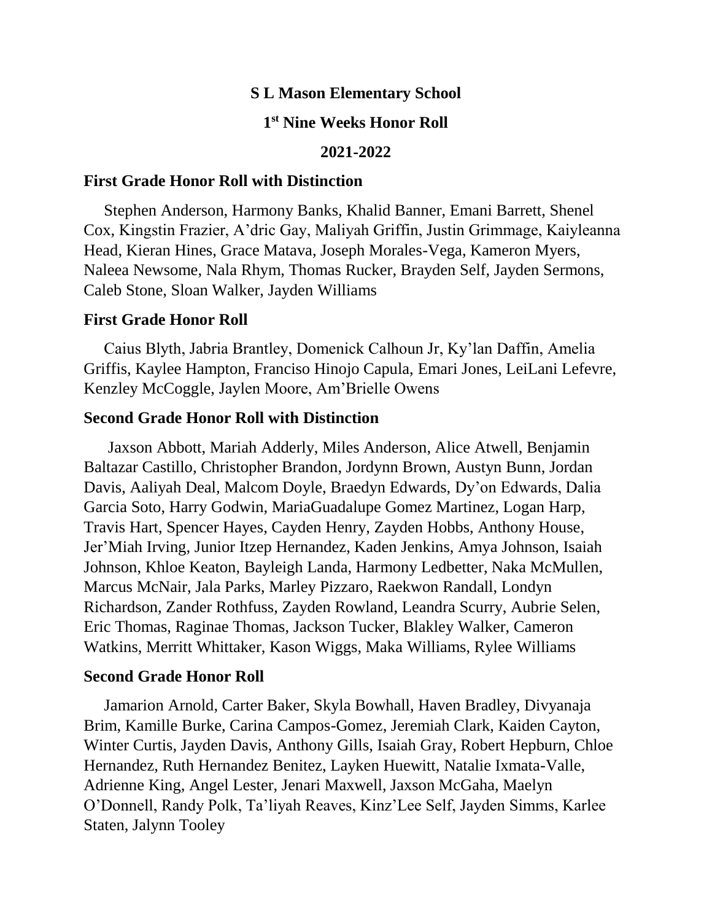# S L Mason Elementary School

## 1st Nine Weeks Honor Roll

## 2021-2022

### First Grade Honor Roll with Distinction

Stephen Anderson, Harmony Banks, Khalid Banner, Emani Barrett, Shenel Cox, Kingstin Frazier, A'dric Gay, Maliyah Griffin, Justin Grimmage, Kaiyleanna Head, Kieran Hines, Grace Matava, Joseph Morales-Vega, Kameron Myers, Naleea Newsome, Nala Rhym, Thomas Rucker, Brayden Self, Jayden Sermons, Caleb Stone, Sloan Walker, Jayden Williams

### First Grade Honor Roll

Caius Blyth, Jabria Brantley, Domenick Calhoun Jr, Ky'lan Daffin, Amelia Griffis, Kaylee Hampton, Franciso Hinojo Capula, Emari Jones, LeiLani Lefevre, Kenzley McCoggle, Jaylen Moore, Am'Brielle Owens

### Second Grade Honor Roll with Distinction

Jaxson Abbott, Mariah Adderly, Miles Anderson, Alice Atwell, Benjamin Baltazar Castillo, Christopher Brandon, Jordynn Brown, Austyn Bunn, Jordan Davis, Aaliyah Deal, Malcom Doyle, Braedyn Edwards, Dy'on Edwards, Dalia Garcia Soto, Harry Godwin, MariaGuadalupe Gomez Martinez, Logan Harp, Travis Hart, Spencer Hayes, Cayden Henry, Zayden Hobbs, Anthony House, Jer'Miah Irving, Junior Itzep Hernandez, Kaden Jenkins, Amya Johnson, Isaiah Johnson, Khloe Keaton, Bayleigh Landa, Harmony Ledbetter, Naka McMullen, Marcus McNair, Jala Parks, Marley Pizzaro, Raekwon Randall, Londyn Richardson, Zander Rothfuss, Zayden Rowland, Leandra Scurry, Aubrie Selen, Eric Thomas, Raginae Thomas, Jackson Tucker, Blakley Walker, Cameron Watkins, Merritt Whittaker, Kason Wiggs, Maka Williams, Rylee Williams

### Second Grade Honor Roll

Jamarion Arnold, Carter Baker, Skyla Bowhall, Haven Bradley, Divyanaja Brim, Kamille Burke, Carina Campos-Gomez, Jeremiah Clark, Kaiden Cayton, Winter Curtis, Jayden Davis, Anthony Gills, Isaiah Gray, Robert Hepburn, Chloe Hernandez, Ruth Hernandez Benitez, Layken Huewitt, Natalie Ixmata-Valle, Adrienne King, Angel Lester, Jenari Maxwell, Jaxson McGaha, Maelyn O'Donnell, Randy Polk, Ta'liyah Reaves, Kinz'Lee Self, Jayden Simms, Karlee Staten, Jalynn Tooley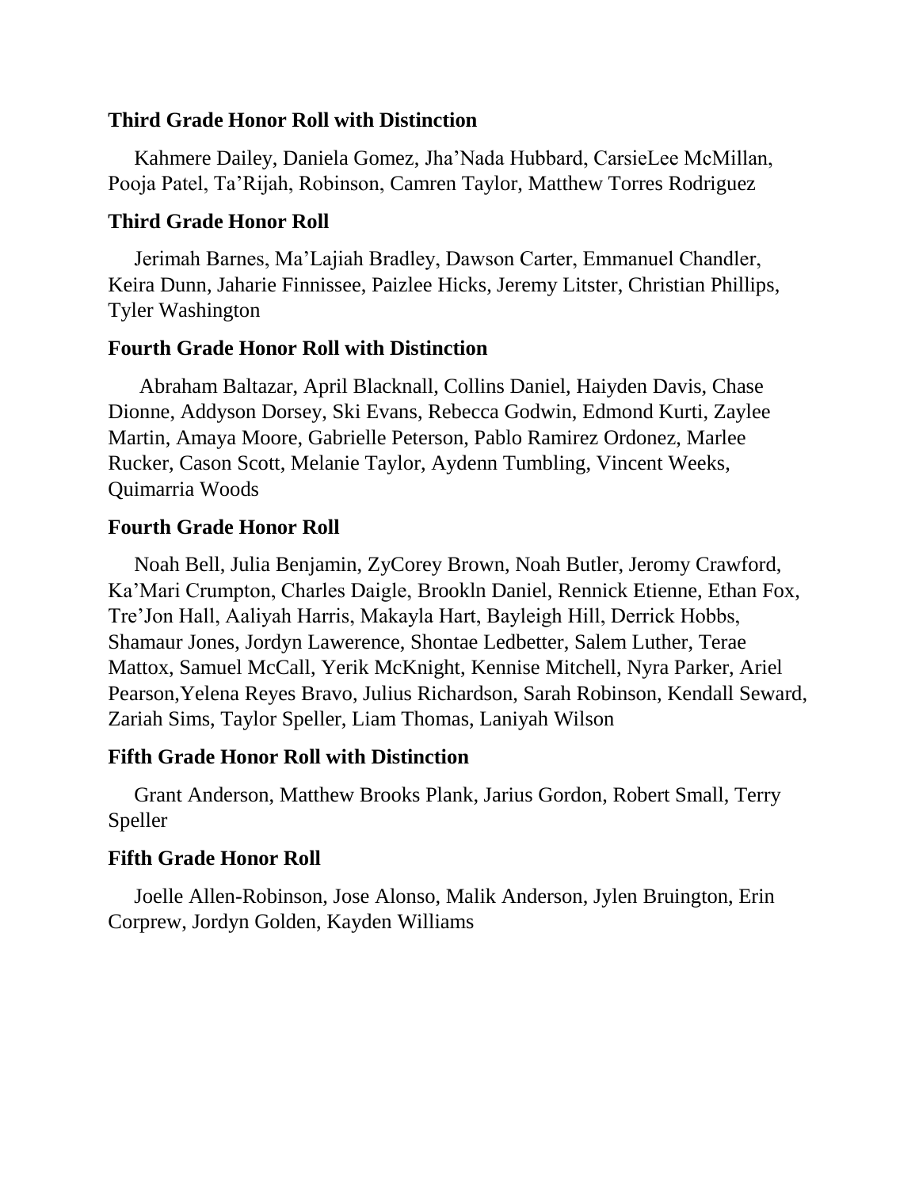**Third Grade Honor Roll with Distinction**

Kahmere Dailey, Daniela Gomez, Jha'Nada Hubbard, CarsieLee McMillan, Pooja Patel, Ta'Rijah, Robinson, Camren Taylor, Matthew Torres Rodriguez

**Third Grade Honor Roll**

Jerimah Barnes, Ma'Lajiah Bradley, Dawson Carter, Emmanuel Chandler, Keira Dunn, Jaharie Finnissee, Paizlee Hicks, Jeremy Litster, Christian Phillips, Tyler Washington

**Fourth Grade Honor Roll with Distinction**

Abraham Baltazar, April Blacknall, Collins Daniel, Haiyden Davis, Chase Dionne, Addyson Dorsey, Ski Evans, Rebecca Godwin, Edmond Kurti, Zaylee Martin, Amaya Moore, Gabrielle Peterson, Pablo Ramirez Ordonez, Marlee Rucker, Cason Scott, Melanie Taylor, Aydenn Tumbling, Vincent Weeks, Quimarria Woods

**Fourth Grade Honor Roll**

Noah Bell, Julia Benjamin, ZyCorey Brown, Noah Butler, Jeromy Crawford, Ka'Mari Crumpton, Charles Daigle, Brookln Daniel, Rennick Etienne, Ethan Fox, Tre'Jon Hall, Aaliyah Harris, Makayla Hart, Bayleigh Hill, Derrick Hobbs, Shamaur Jones, Jordyn Lawerence, Shontae Ledbetter, Salem Luther, Terae Mattox, Samuel McCall, Yerik McKnight, Kennise Mitchell, Nyra Parker, Ariel Pearson,Yelena Reyes Bravo, Julius Richardson, Sarah Robinson, Kendall Seward, Zariah Sims, Taylor Speller, Liam Thomas, Laniyah Wilson

**Fifth Grade Honor Roll with Distinction**

Grant Anderson, Matthew Brooks Plank, Jarius Gordon, Robert Small, Terry Speller

**Fifth Grade Honor Roll**

Joelle Allen-Robinson, Jose Alonso, Malik Anderson, Jylen Bruington, Erin Corprew, Jordyn Golden, Kayden Williams